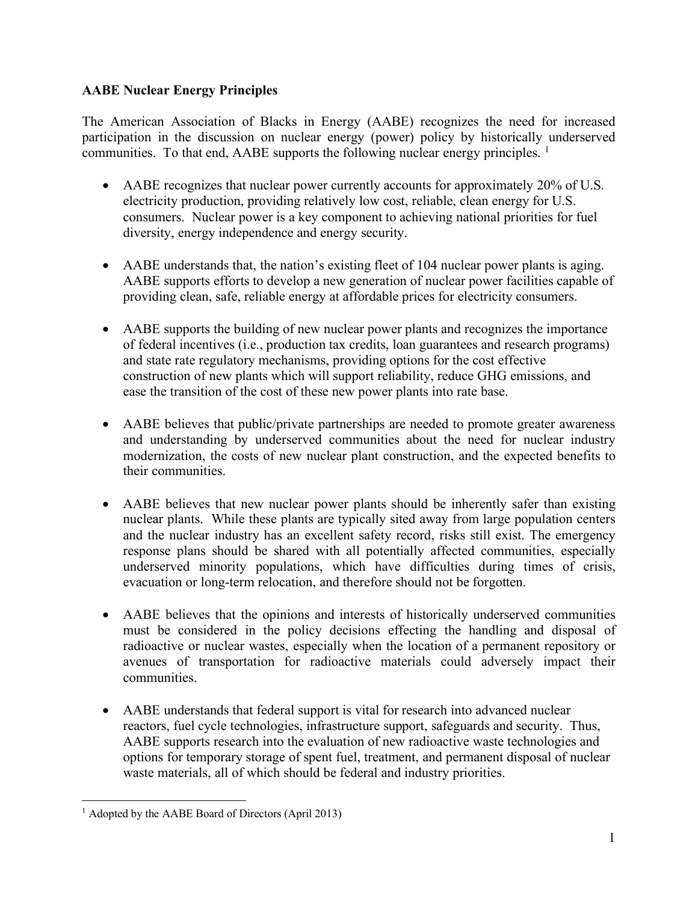**AABE Nuclear Energy Principles**

The American Association of Blacks in Energy (AABE) recognizes the need for increased participation in the discussion on nuclear energy (power) policy by historically underserved communities. To that end, AABE supports the following nuclear energy principles. [1]

- AABE recognizes that nuclear power currently accounts for approximately 20% of U.S. electricity production, providing relatively low cost, reliable, clean energy for U.S. consumers. Nuclear power is a key component to achieving national priorities for fuel diversity, energy independence and energy security.

- AABE understands that, the nation's existing fleet of 104 nuclear power plants is aging. AABE supports efforts to develop a new generation of nuclear power facilities capable of providing clean, safe, reliable energy at affordable prices for electricity consumers.

- AABE supports the building of new nuclear power plants and recognizes the importance of federal incentives (i.e., production tax credits, loan guarantees and research programs) and state rate regulatory mechanisms, providing options for the cost effective construction of new plants which will support reliability, reduce GHG emissions, and ease the transition of the cost of these new power plants into rate base.

- AABE believes that public/private partnerships are needed to promote greater awareness and understanding by underserved communities about the need for nuclear industry modernization, the costs of new nuclear plant construction, and the expected benefits to their communities.

- AABE believes that new nuclear power plants should be inherently safer than existing nuclear plants. While these plants are typically sited away from large population centers and the nuclear industry has an excellent safety record, risks still exist. The emergency response plans should be shared with all potentially affected communities, especially underserved minority populations, which have difficulties during times of crisis, evacuation or long-term relocation, and therefore should not be forgotten.

- AABE believes that the opinions and interests of historically underserved communities must be considered in the policy decisions effecting the handling and disposal of radioactive or nuclear wastes, especially when the location of a permanent repository or avenues of transportation for radioactive materials could adversely impact their communities.

- AABE understands that federal support is vital for research into advanced nuclear reactors, fuel cycle technologies, infrastructure support, safeguards and security. Thus, AABE supports research into the evaluation of new radioactive waste technologies and options for temporary storage of spent fuel, treatment, and permanent disposal of nuclear waste materials, all of which should be federal and industry priorities.

---

[1] Adopted by the AABE Board of Directors (April 2013)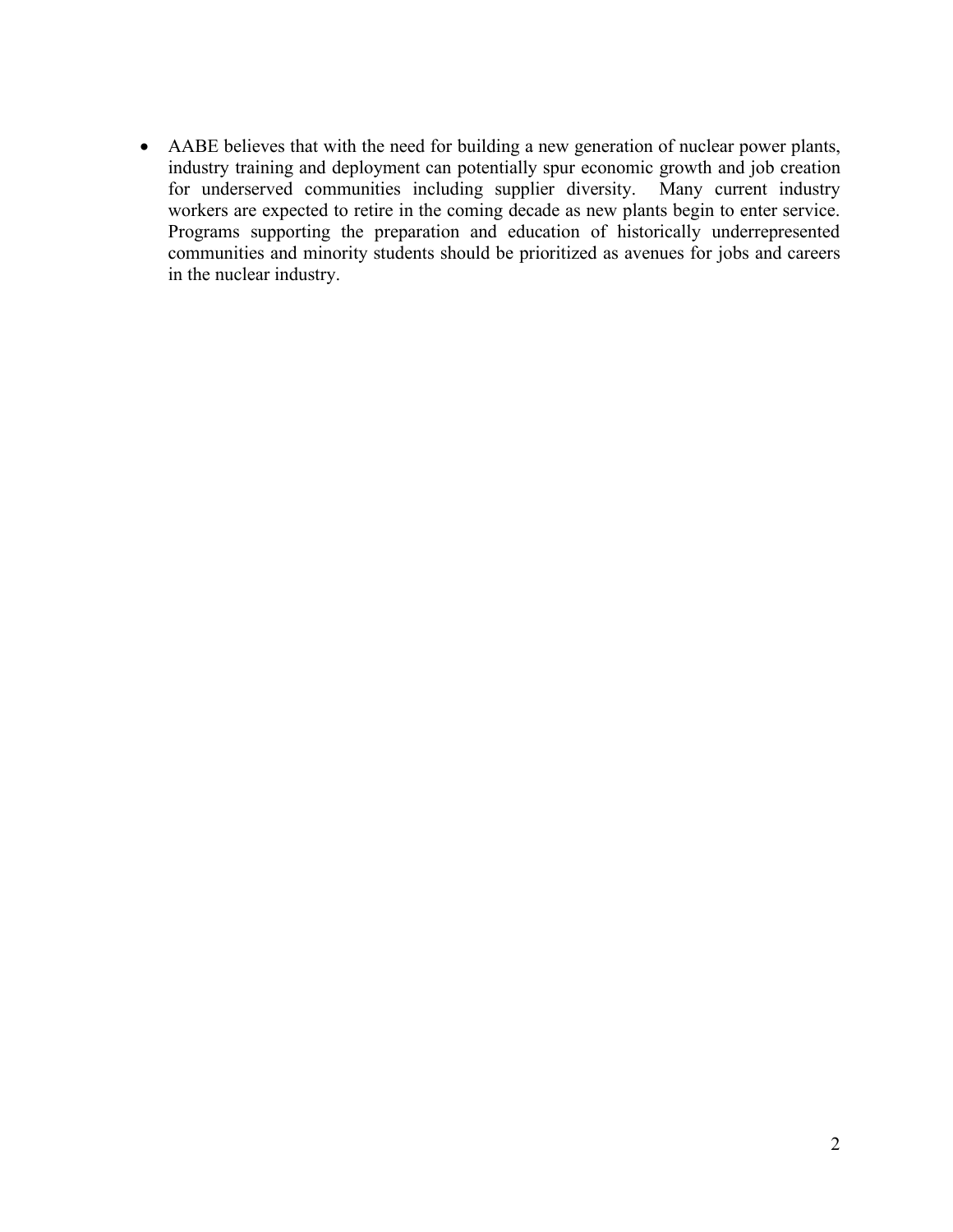- AABE believes that with the need for building a new generation of nuclear power plants, industry training and deployment can potentially spur economic growth and job creation for underserved communities including supplier diversity. Many current industry workers are expected to retire in the coming decade as new plants begin to enter service. Programs supporting the preparation and education of historically underrepresented communities and minority students should be prioritized as avenues for jobs and careers in the nuclear industry.